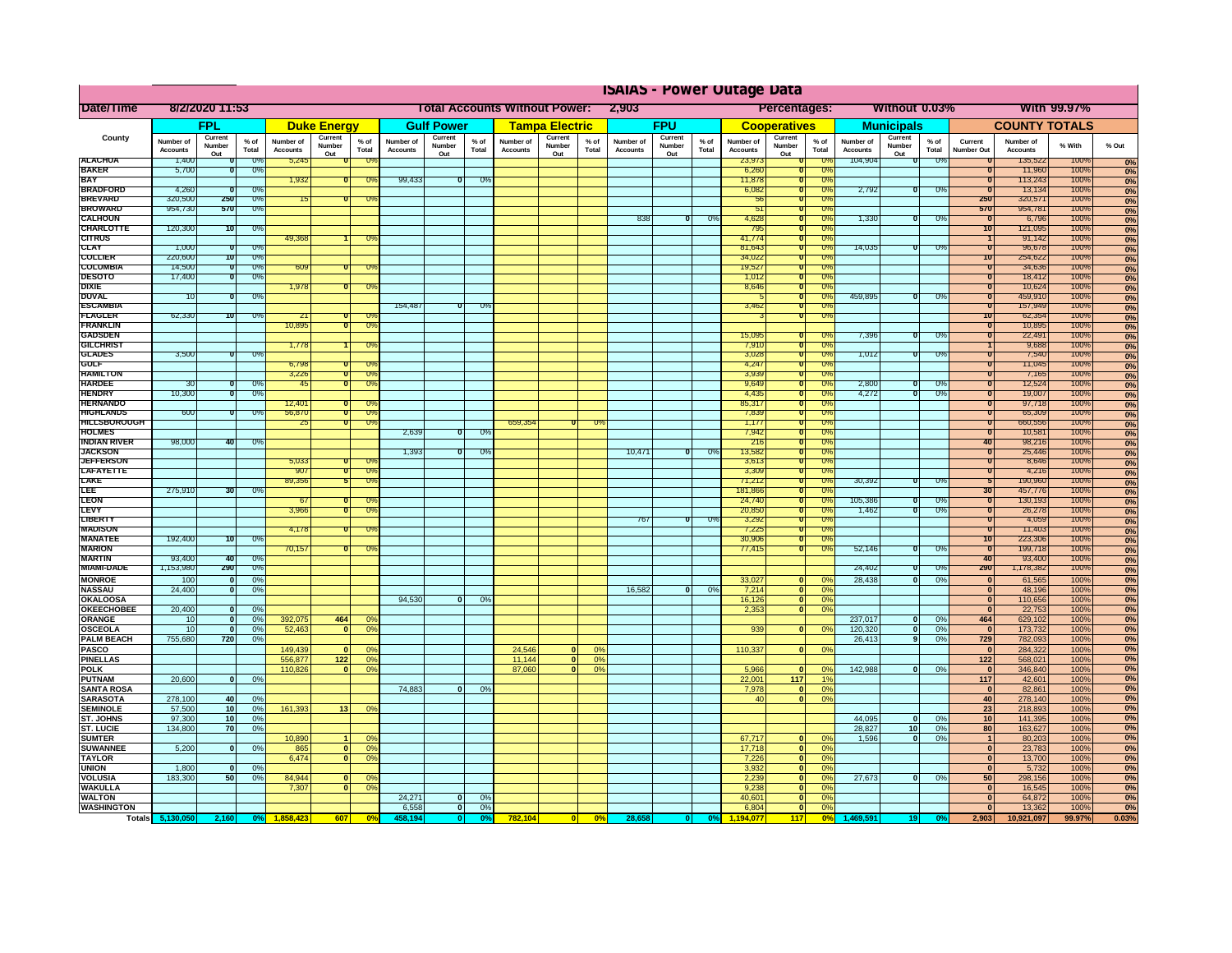# ISAIAS - Power Outage Data

| Date/Time | 8/2/2020 11:53 | | | | | | Total Accounts Without Power: | | | 2,903 | | | | | | Percentages: | | | Without 0.03% | | | | With 99.97% | | |
|---|---|---|---|---|---|---|---|---|---|---|---|---|---|---|---|---|---|---|---|---|---|---|---|---|---|
| | FPL | | | Duke Energy | | | Gulf Power | | | Tampa Electric | | | FPU | | | Cooperatives | | | Municipals | | | COUNTY TOTALS | | | |
| County | Number of Accounts | Current Number Out | % of Total | Number of Accounts | Current Number Out | % of Total | Number of Accounts | Current Number Out | % of Total | Number of Accounts | Current Number Out | % of Total | Number of Accounts | Current Number Out | % of Total | Number of Accounts | Current Number Out | % of Total | Number of Accounts | Current Number Out | % of Total | Current Number Out | Number of Accounts | % With | % Out |
| ALACHUA | 1,400 | 0 | 0% | 5,245 | 0 | 0% | | | | | | | | | | 23,973 | 0 | 0% | 104,904 | 0 | 0% | 0 | 135,522 | 100% | 0% |
| BAKER | 5,700 | 0 | 0% | | | | | | | | | | | | | 6,260 | 0 | 0% | | | | 0 | 11,960 | 100% | 0% |
| BAY | | | | 1,932 | 0 | 0% | 99,433 | 0 | 0% | | | | | | | 11,878 | 0 | 0% | | | | 0 | 113,243 | 100% | 0% |
| BRADFORD | 4,260 | 0 | 0% | | | | | | | | | | | | | 6,082 | 0 | 0% | 2,792 | 0 | 0% | 0 | 13,134 | 100% | 0% |
| BREVARD | 320,500 | 250 | 0% | 15 | 0 | 0% | | | | | | | | | | 56 | 0 | 0% | | | | 250 | 320,571 | 100% | 0% |
| BROWARD | 954,730 | 570 | 0% | | | | | | | | | | | | | 51 | 0 | 0% | | | | 570 | 954,781 | 100% | 0% |
| CALHOUN | | | | | | | | | | | | | 838 | 0 | 0% | 4,628 | 0 | 0% | 1,330 | 0 | 0% | 0 | 6,796 | 100% | 0% |
| CHARLOTTE | 120,300 | 10 | 0% | | | | | | | | | | | | | 795 | 0 | 0% | | | | 10 | 121,095 | 100% | 0% |
| CITRUS | | | | 49,368 | 1 | 0% | | | | | | | | | | 41,774 | 0 | 0% | | | | 1 | 91,142 | 100% | 0% |
| CLAY | 1,000 | 0 | 0% | | | | | | | | | | | | | 81,643 | 0 | 0% | 14,035 | 0 | 0% | 0 | 96,678 | 100% | 0% |
| COLLIER | 220,600 | 10 | 0% | | | | | | | | | | | | | 34,022 | 0 | 0% | | | | 10 | 254,622 | 100% | 0% |
| COLUMBIA | 14,500 | 0 | 0% | 609 | 0 | 0% | | | | | | | | | | 19,527 | 0 | 0% | | | | 0 | 34,636 | 100% | 0% |
| DESOTO | 17,400 | 0 | 0% | | | | | | | | | | | | | 1,012 | 0 | 0% | | | | 0 | 18,412 | 100% | 0% |
| DIXIE | | | | 1,978 | 0 | 0% | | | | | | | | | | 8,646 | 0 | 0% | | | | 0 | 10,624 | 100% | 0% |
| DUVAL | 10 | 0 | 0% | | | | | | | | | | | | | 5 | 0 | 0% | 459,895 | 0 | 0% | 0 | 459,910 | 100% | 0% |
| ESCAMBIA | | | | | | | 154,487 | 0 | 0% | | | | | | | 3,462 | 0 | 0% | | | | 0 | 157,949 | 100% | 0% |
| FLAGLER | 62,330 | 10 | 0% | 21 | 0 | 0% | | | | | | | | | | 3 | 0 | 0% | | | | 10 | 62,354 | 100% | 0% |
| FRANKLIN | | | | 10,895 | 0 | 0% | | | | | | | | | | | | | | | | 0 | 10,895 | 100% | 0% |
| GADSDEN | | | | | | | | | | | | | | | | 15,095 | 0 | 0% | 7,396 | 0 | 0% | 0 | 22,491 | 100% | 0% |
| GILCHRIST | | | | 1,778 | 1 | 0% | | | | | | | | | | 7,910 | 0 | 0% | | | | 1 | 9,688 | 100% | 0% |
| GLADES | 3,500 | 0 | 0% | | | | | | | | | | | | | 3,028 | 0 | 0% | 1,012 | 0 | 0% | 0 | 7,540 | 100% | 0% |
| GULF | | | | 6,798 | 0 | 0% | | | | | | | | | | 4,247 | 0 | 0% | | | | 0 | 11,045 | 100% | 0% |
| HAMILTON | | | | 3,226 | 0 | 0% | | | | | | | | | | 3,939 | 0 | 0% | | | | 0 | 7,165 | 100% | 0% |
| HARDEE | 30 | 0 | 0% | 45 | 0 | 0% | | | | | | | | | | 9,649 | 0 | 0% | 2,800 | 0 | 0% | 0 | 12,524 | 100% | 0% |
| HENDRY | 10,300 | 0 | 0% | | | | | | | | | | | | | 4,435 | 0 | 0% | 4,272 | 0 | 0% | 0 | 19,007 | 100% | 0% |
| HERNANDO | | | | 12,401 | 0 | 0% | | | | | | | | | | 85,317 | 0 | 0% | | | | 0 | 97,718 | 100% | 0% |
| HIGHLANDS | 600 | 0 | 0% | 56,870 | 0 | 0% | | | | | | | | | | 7,839 | 0 | 0% | | | | 0 | 65,309 | 100% | 0% |
| HILLSBOROUGH | | | | 25 | 0 | 0% | | | | 659,354 | 0 | 0% | | | | 1,177 | 0 | 0% | | | | 0 | 660,556 | 100% | 0% |
| HOLMES | | | | | | | 2,639 | 0 | 0% | | | | | | | 7,942 | 0 | 0% | | | | 0 | 10,581 | 100% | 0% |
| INDIAN RIVER | 98,000 | 40 | 0% | | | | | | | | | | | | | 216 | 0 | 0% | | | | 40 | 98,216 | 100% | 0% |
| JACKSON | | | | | | | 1,393 | 0 | 0% | | | | 10,471 | 0 | 0% | 13,582 | 0 | 0% | | | | 0 | 25,446 | 100% | 0% |
| JEFFERSON | | | | 5,033 | 0 | 0% | | | | | | | | | | 3,613 | 0 | 0% | | | | 0 | 8,646 | 100% | 0% |
| LAFAYETTE | | | | 907 | 0 | 0% | | | | | | | | | | 3,309 | 0 | 0% | | | | 0 | 4,216 | 100% | 0% |
| LAKE | | | | 89,356 | 5 | 0% | | | | | | | | | | 71,212 | 0 | 0% | 30,392 | 0 | 0% | 5 | 190,960 | 100% | 0% |
| LEE | 275,910 | 30 | 0% | | | | | | | | | | | | | 181,866 | 0 | 0% | | | | 30 | 457,776 | 100% | 0% |
| LEON | | | | 67 | 0 | 0% | | | | | | | | | | 24,740 | 0 | 0% | 105,386 | 0 | 0% | 0 | 130,193 | 100% | 0% |
| LEVY | | | | 3,966 | 0 | 0% | | | | | | | | | | 20,850 | 0 | 0% | 1,462 | 0 | 0% | 0 | 26,278 | 100% | 0% |
| LIBERTY | | | | | | | | | | | | | 767 | 0 | 0% | 3,292 | 0 | 0% | | | | 0 | 4,059 | 100% | 0% |
| MADISON | | | | 4,178 | 0 | 0% | | | | | | | | | | 7,225 | 0 | 0% | | | | 0 | 11,403 | 100% | 0% |
| MANATEE | 192,400 | 10 | 0% | | | | | | | | | | | | | 30,906 | 0 | 0% | | | | 10 | 223,306 | 100% | 0% |
| MARION | | | | 70,157 | 0 | 0% | | | | | | | | | | 77,415 | 0 | 0% | 52,146 | 0 | 0% | 0 | 199,718 | 100% | 0% |
| MARTIN | 93,400 | 40 | 0% | | | | | | | | | | | | | | | | | | | 40 | 93,400 | 100% | 0% |
| MIAMI-DADE | 1,153,980 | 290 | 0% | | | | | | | | | | | | | | | | 24,402 | 0 | 0% | 290 | 1,178,382 | 100% | 0% |
| MONROE | 100 | 0 | 0% | | | | | | | | | | | | | 33,027 | 0 | 0% | 28,438 | 0 | 0% | 0 | 61,565 | 100% | 0% |
| NASSAU | 24,400 | 0 | 0% | | | | | | | | | | 16,582 | 0 | 0% | 7,214 | 0 | 0% | | | | 0 | 48,196 | 100% | 0% |
| OKALOOSA | | | | | | | 94,530 | 0 | 0% | | | | | | | 16,126 | 0 | 0% | | | | 0 | 110,656 | 100% | 0% |
| OKEECHOBEE | 20,400 | 0 | 0% | | | | | | | | | | | | | 2,353 | 0 | 0% | | | | 0 | 22,753 | 100% | 0% |
| ORANGE | 10 | 0 | 0% | 392,075 | 464 | 0% | | | | | | | | | | | | | 237,017 | 0 | 0% | 464 | 629,102 | 100% | 0% |
| OSCEOLA | 10 | 0 | 0% | 52,463 | 0 | 0% | | | | | | | | | | 939 | 0 | 0% | 120,320 | 0 | 0% | 0 | 173,732 | 100% | 0% |
| PALM BEACH | 755,680 | 720 | 0% | | | | | | | | | | | | | | | | 26,413 | 9 | 0% | 729 | 782,093 | 100% | 0% |
| PASCO | | | | 149,439 | 0 | 0% | | | | 24,546 | 0 | 0% | | | | 110,337 | 0 | 0% | | | | 0 | 284,322 | 100% | 0% |
| PINELLAS | | | | 556,877 | 122 | 0% | | | | 11,144 | 0 | 0% | | | | | | | | | | 122 | 568,021 | 100% | 0% |
| POLK | | | | 110,826 | 0 | 0% | | | | 87,060 | 0 | 0% | | | | 5,966 | 0 | 0% | 142,988 | 0 | 0% | 0 | 346,840 | 100% | 0% |
| PUTNAM | 20,600 | 0 | 0% | | | | | | | | | | | | | 22,001 | 117 | 1% | | | | 117 | 42,601 | 100% | 0% |
| SANTA ROSA | | | | | | | 74,883 | 0 | 0% | | | | | | | 7,978 | 0 | 0% | | | | 0 | 82,861 | 100% | 0% |
| SARASOTA | 278,100 | 40 | 0% | | | | | | | | | | | | | 40 | 0 | 0% | | | | 40 | 278,140 | 100% | 0% |
| SEMINOLE | 57,500 | 10 | 0% | 161,393 | 13 | 0% | | | | | | | | | | | | | | | | 23 | 218,893 | 100% | 0% |
| ST. JOHNS | 97,300 | 10 | 0% | | | | | | | | | | | | | | | | 44,095 | 0 | 0% | 10 | 141,395 | 100% | 0% |
| ST. LUCIE | 134,800 | 70 | 0% | | | | | | | | | | | | | | | | 28,827 | 10 | 0% | 80 | 163,627 | 100% | 0% |
| SUMTER | | | | 10,890 | 1 | 0% | | | | | | | | | | 67,717 | 0 | 0% | 1,596 | 0 | 0% | 1 | 80,203 | 100% | 0% |
| SUWANNEE | 5,200 | 0 | 0% | 865 | 0 | 0% | | | | | | | | | | 17,718 | 0 | 0% | | | | 0 | 23,783 | 100% | 0% |
| TAYLOR | | | | 6,474 | 0 | 0% | | | | | | | | | | 7,226 | 0 | 0% | | | | 0 | 13,700 | 100% | 0% |
| UNION | 1,800 | 0 | 0% | | | | | | | | | | | | | 3,932 | 0 | 0% | | | | 0 | 5,732 | 100% | 0% |
| VOLUSIA | 183,300 | 50 | 0% | 84,944 | 0 | 0% | | | | | | | | | | 2,239 | 0 | 0% | 27,673 | 0 | 0% | 50 | 298,156 | 100% | 0% |
| WAKULLA | | | | 7,307 | 0 | 0% | | | | | | | | | | 9,238 | 0 | 0% | | | | 0 | 16,545 | 100% | 0% |
| WALTON | | | | | | | 24,271 | 0 | 0% | | | | | | | 40,601 | 0 | 0% | | | | 0 | 64,872 | 100% | 0% |
| WASHINGTON | | | | | | | 6,558 | 0 | 0% | | | | | | | 6,804 | 0 | 0% | | | | 0 | 13,362 | 100% | 0% |
| Totals | 5,130,050 | 2,160 | 0% | 1,858,423 | 607 | 0% | 458,194 | 0 | 0% | 782,104 | 0 | 0% | 28,658 | 0 | 0% | 1,194,077 | 117 | 0% | 1,469,591 | 19 | 0% | 2,903 | 10,921,097 | 99.97% | 0.03% |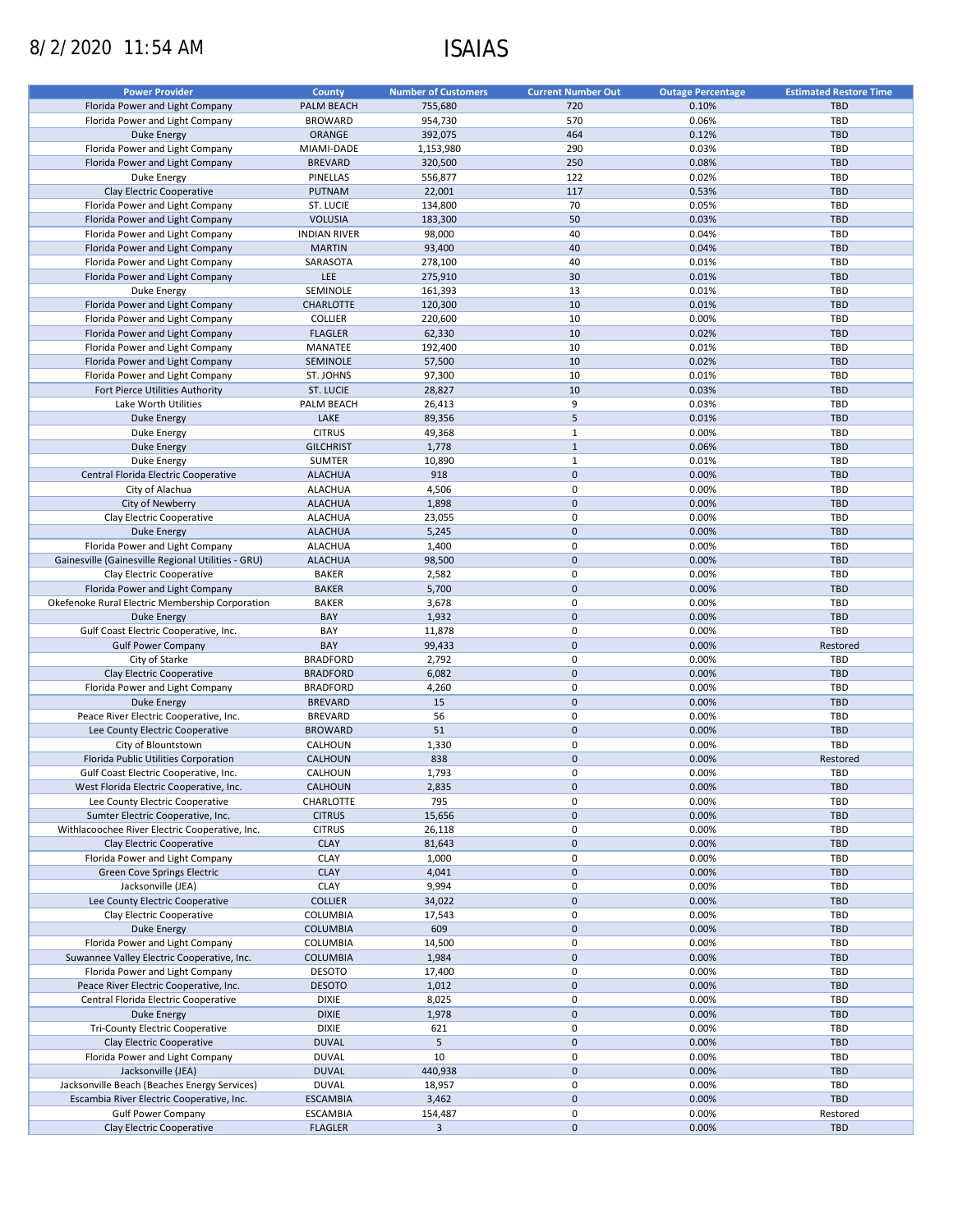8/2/2020 11:54 AM

# ISAIAS

| Power Provider | County | Number of Customers | Current Number Out | Outage Percentage | Estimated Restore Time |
|---|---|---|---|---|---|
| Florida Power and Light Company | PALM BEACH | 755,680 | 720 | 0.10% | TBD |
| Florida Power and Light Company | BROWARD | 954,730 | 570 | 0.06% | TBD |
| Duke Energy | ORANGE | 392,075 | 464 | 0.12% | TBD |
| Florida Power and Light Company | MIAMI-DADE | 1,153,980 | 290 | 0.03% | TBD |
| Florida Power and Light Company | BREVARD | 320,500 | 250 | 0.08% | TBD |
| Duke Energy | PINELLAS | 556,877 | 122 | 0.02% | TBD |
| Clay Electric Cooperative | PUTNAM | 22,001 | 117 | 0.53% | TBD |
| Florida Power and Light Company | ST. LUCIE | 134,800 | 70 | 0.05% | TBD |
| Florida Power and Light Company | VOLUSIA | 183,300 | 50 | 0.03% | TBD |
| Florida Power and Light Company | INDIAN RIVER | 98,000 | 40 | 0.04% | TBD |
| Florida Power and Light Company | MARTIN | 93,400 | 40 | 0.04% | TBD |
| Florida Power and Light Company | SARASOTA | 278,100 | 40 | 0.01% | TBD |
| Florida Power and Light Company | LEE | 275,910 | 30 | 0.01% | TBD |
| Duke Energy | SEMINOLE | 161,393 | 13 | 0.01% | TBD |
| Florida Power and Light Company | CHARLOTTE | 120,300 | 10 | 0.01% | TBD |
| Florida Power and Light Company | COLLIER | 220,600 | 10 | 0.00% | TBD |
| Florida Power and Light Company | FLAGLER | 62,330 | 10 | 0.02% | TBD |
| Florida Power and Light Company | MANATEE | 192,400 | 10 | 0.01% | TBD |
| Florida Power and Light Company | SEMINOLE | 57,500 | 10 | 0.02% | TBD |
| Florida Power and Light Company | ST. JOHNS | 97,300 | 10 | 0.01% | TBD |
| Fort Pierce Utilities Authority | ST. LUCIE | 28,827 | 10 | 0.03% | TBD |
| Lake Worth Utilities | PALM BEACH | 26,413 | 9 | 0.03% | TBD |
| Duke Energy | LAKE | 89,356 | 5 | 0.01% | TBD |
| Duke Energy | CITRUS | 49,368 | 1 | 0.00% | TBD |
| Duke Energy | GILCHRIST | 1,778 | 1 | 0.06% | TBD |
| Duke Energy | SUMTER | 10,890 | 1 | 0.01% | TBD |
| Central Florida Electric Cooperative | ALACHUA | 918 | 0 | 0.00% | TBD |
| City of Alachua | ALACHUA | 4,506 | 0 | 0.00% | TBD |
| City of Newberry | ALACHUA | 1,898 | 0 | 0.00% | TBD |
| Clay Electric Cooperative | ALACHUA | 23,055 | 0 | 0.00% | TBD |
| Duke Energy | ALACHUA | 5,245 | 0 | 0.00% | TBD |
| Florida Power and Light Company | ALACHUA | 1,400 | 0 | 0.00% | TBD |
| Gainesville (Gainesville Regional Utilities - GRU) | ALACHUA | 98,500 | 0 | 0.00% | TBD |
| Clay Electric Cooperative | BAKER | 2,582 | 0 | 0.00% | TBD |
| Florida Power and Light Company | BAKER | 5,700 | 0 | 0.00% | TBD |
| Okefenoke Rural Electric Membership Corporation | BAKER | 3,678 | 0 | 0.00% | TBD |
| Duke Energy | BAY | 1,932 | 0 | 0.00% | TBD |
| Gulf Coast Electric Cooperative, Inc. | BAY | 11,878 | 0 | 0.00% | TBD |
| Gulf Power Company | BAY | 99,433 | 0 | 0.00% | Restored |
| City of Starke | BRADFORD | 2,792 | 0 | 0.00% | TBD |
| Clay Electric Cooperative | BRADFORD | 6,082 | 0 | 0.00% | TBD |
| Florida Power and Light Company | BRADFORD | 4,260 | 0 | 0.00% | TBD |
| Duke Energy | BREVARD | 15 | 0 | 0.00% | TBD |
| Peace River Electric Cooperative, Inc. | BREVARD | 56 | 0 | 0.00% | TBD |
| Lee County Electric Cooperative | BROWARD | 51 | 0 | 0.00% | TBD |
| City of Blountstown | CALHOUN | 1,330 | 0 | 0.00% | TBD |
| Florida Public Utilities Corporation | CALHOUN | 838 | 0 | 0.00% | Restored |
| Gulf Coast Electric Cooperative, Inc. | CALHOUN | 1,793 | 0 | 0.00% | TBD |
| West Florida Electric Cooperative, Inc. | CALHOUN | 2,835 | 0 | 0.00% | TBD |
| Lee County Electric Cooperative | CHARLOTTE | 795 | 0 | 0.00% | TBD |
| Sumter Electric Cooperative, Inc. | CITRUS | 15,656 | 0 | 0.00% | TBD |
| Withlacoochee River Electric Cooperative, Inc. | CITRUS | 26,118 | 0 | 0.00% | TBD |
| Clay Electric Cooperative | CLAY | 81,643 | 0 | 0.00% | TBD |
| Florida Power and Light Company | CLAY | 1,000 | 0 | 0.00% | TBD |
| Green Cove Springs Electric | CLAY | 4,041 | 0 | 0.00% | TBD |
| Jacksonville (JEA) | CLAY | 9,994 | 0 | 0.00% | TBD |
| Lee County Electric Cooperative | COLLIER | 34,022 | 0 | 0.00% | TBD |
| Clay Electric Cooperative | COLUMBIA | 17,543 | 0 | 0.00% | TBD |
| Duke Energy | COLUMBIA | 609 | 0 | 0.00% | TBD |
| Florida Power and Light Company | COLUMBIA | 14,500 | 0 | 0.00% | TBD |
| Suwannee Valley Electric Cooperative, Inc. | COLUMBIA | 1,984 | 0 | 0.00% | TBD |
| Florida Power and Light Company | DESOTO | 17,400 | 0 | 0.00% | TBD |
| Peace River Electric Cooperative, Inc. | DESOTO | 1,012 | 0 | 0.00% | TBD |
| Central Florida Electric Cooperative | DIXIE | 8,025 | 0 | 0.00% | TBD |
| Duke Energy | DIXIE | 1,978 | 0 | 0.00% | TBD |
| Tri-County Electric Cooperative | DIXIE | 621 | 0 | 0.00% | TBD |
| Clay Electric Cooperative | DUVAL | 5 | 0 | 0.00% | TBD |
| Florida Power and Light Company | DUVAL | 10 | 0 | 0.00% | TBD |
| Jacksonville (JEA) | DUVAL | 440,938 | 0 | 0.00% | TBD |
| Jacksonville Beach (Beaches Energy Services) | DUVAL | 18,957 | 0 | 0.00% | TBD |
| Escambia River Electric Cooperative, Inc. | ESCAMBIA | 3,462 | 0 | 0.00% | TBD |
| Gulf Power Company | ESCAMBIA | 154,487 | 0 | 0.00% | Restored |
| Clay Electric Cooperative | FLAGLER | 3 | 0 | 0.00% | TBD |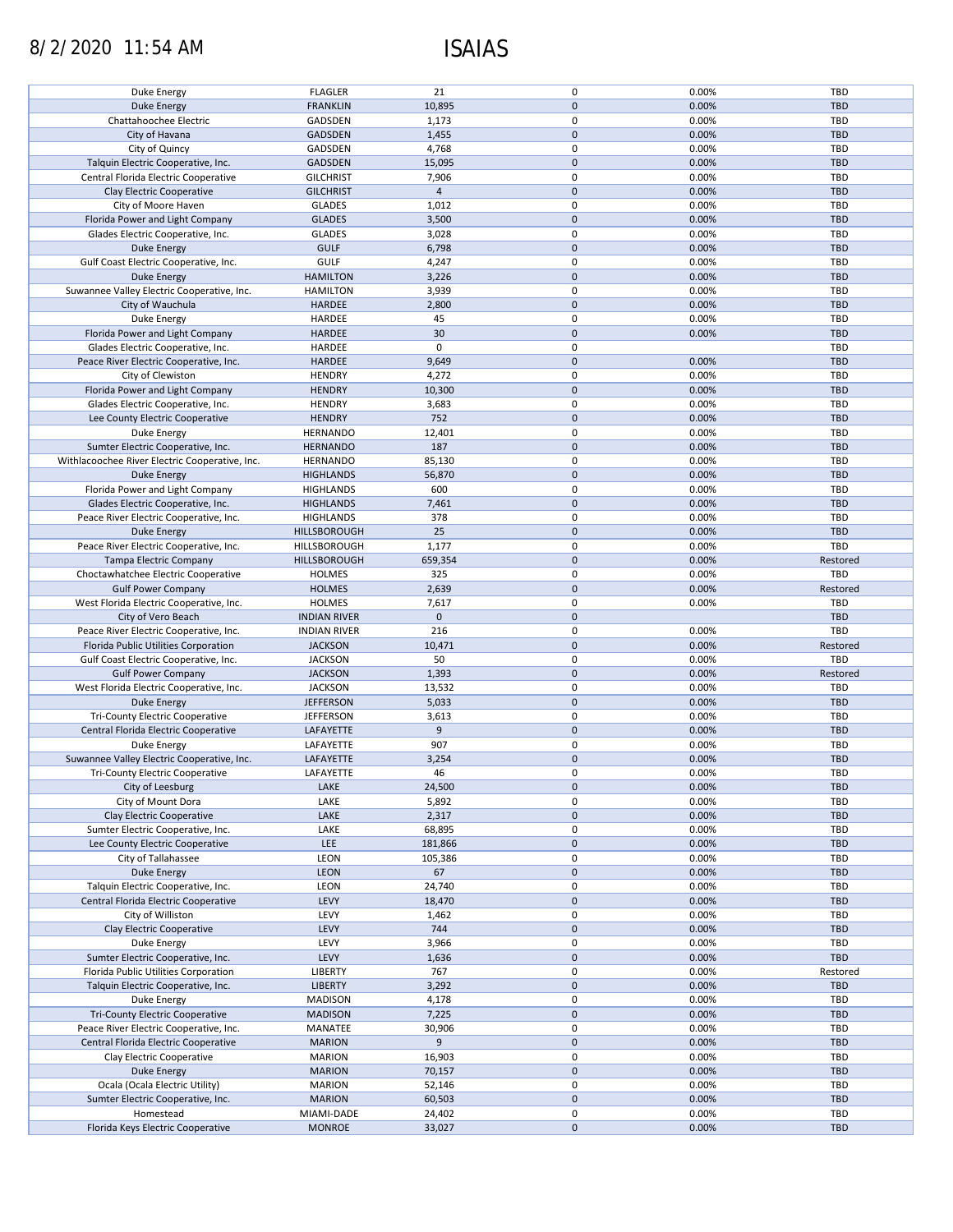8/2/2020 11:54 AM

# ISAIAS

| | | | | | |
|---|---|---|---|---|---|
| Duke Energy | FLAGLER | 21 | 0 | 0.00% | TBD |
| Duke Energy | FRANKLIN | 10,895 | 0 | 0.00% | TBD |
| Chattahoochee Electric | GADSDEN | 1,173 | 0 | 0.00% | TBD |
| City of Havana | GADSDEN | 1,455 | 0 | 0.00% | TBD |
| City of Quincy | GADSDEN | 4,768 | 0 | 0.00% | TBD |
| Talquin Electric Cooperative, Inc. | GADSDEN | 15,095 | 0 | 0.00% | TBD |
| Central Florida Electric Cooperative | GILCHRIST | 7,906 | 0 | 0.00% | TBD |
| Clay Electric Cooperative | GILCHRIST | 4 | 0 | 0.00% | TBD |
| City of Moore Haven | GLADES | 1,012 | 0 | 0.00% | TBD |
| Florida Power and Light Company | GLADES | 3,500 | 0 | 0.00% | TBD |
| Glades Electric Cooperative, Inc. | GLADES | 3,028 | 0 | 0.00% | TBD |
| Duke Energy | GULF | 6,798 | 0 | 0.00% | TBD |
| Gulf Coast Electric Cooperative, Inc. | GULF | 4,247 | 0 | 0.00% | TBD |
| Duke Energy | HAMILTON | 3,226 | 0 | 0.00% | TBD |
| Suwannee Valley Electric Cooperative, Inc. | HAMILTON | 3,939 | 0 | 0.00% | TBD |
| City of Wauchula | HARDEE | 2,800 | 0 | 0.00% | TBD |
| Duke Energy | HARDEE | 45 | 0 | 0.00% | TBD |
| Florida Power and Light Company | HARDEE | 30 | 0 | 0.00% | TBD |
| Glades Electric Cooperative, Inc. | HARDEE | 0 | 0 | | TBD |
| Peace River Electric Cooperative, Inc. | HARDEE | 9,649 | 0 | 0.00% | TBD |
| City of Clewiston | HENDRY | 4,272 | 0 | 0.00% | TBD |
| Florida Power and Light Company | HENDRY | 10,300 | 0 | 0.00% | TBD |
| Glades Electric Cooperative, Inc. | HENDRY | 3,683 | 0 | 0.00% | TBD |
| Lee County Electric Cooperative | HENDRY | 752 | 0 | 0.00% | TBD |
| Duke Energy | HERNANDO | 12,401 | 0 | 0.00% | TBD |
| Sumter Electric Cooperative, Inc. | HERNANDO | 187 | 0 | 0.00% | TBD |
| Withlacoochee River Electric Cooperative, Inc. | HERNANDO | 85,130 | 0 | 0.00% | TBD |
| Duke Energy | HIGHLANDS | 56,870 | 0 | 0.00% | TBD |
| Florida Power and Light Company | HIGHLANDS | 600 | 0 | 0.00% | TBD |
| Glades Electric Cooperative, Inc. | HIGHLANDS | 7,461 | 0 | 0.00% | TBD |
| Peace River Electric Cooperative, Inc. | HIGHLANDS | 378 | 0 | 0.00% | TBD |
| Duke Energy | HILLSBOROUGH | 25 | 0 | 0.00% | TBD |
| Peace River Electric Cooperative, Inc. | HILLSBOROUGH | 1,177 | 0 | 0.00% | TBD |
| Tampa Electric Company | HILLSBOROUGH | 659,354 | 0 | 0.00% | Restored |
| Choctawhatchee Electric Cooperative | HOLMES | 325 | 0 | 0.00% | TBD |
| Gulf Power Company | HOLMES | 2,639 | 0 | 0.00% | Restored |
| West Florida Electric Cooperative, Inc. | HOLMES | 7,617 | 0 | 0.00% | TBD |
| City of Vero Beach | INDIAN RIVER | 0 | 0 | | TBD |
| Peace River Electric Cooperative, Inc. | INDIAN RIVER | 216 | 0 | 0.00% | TBD |
| Florida Public Utilities Corporation | JACKSON | 10,471 | 0 | 0.00% | Restored |
| Gulf Coast Electric Cooperative, Inc. | JACKSON | 50 | 0 | 0.00% | TBD |
| Gulf Power Company | JACKSON | 1,393 | 0 | 0.00% | Restored |
| West Florida Electric Cooperative, Inc. | JACKSON | 13,532 | 0 | 0.00% | TBD |
| Duke Energy | JEFFERSON | 5,033 | 0 | 0.00% | TBD |
| Tri-County Electric Cooperative | JEFFERSON | 3,613 | 0 | 0.00% | TBD |
| Central Florida Electric Cooperative | LAFAYETTE | 9 | 0 | 0.00% | TBD |
| Duke Energy | LAFAYETTE | 907 | 0 | 0.00% | TBD |
| Suwannee Valley Electric Cooperative, Inc. | LAFAYETTE | 3,254 | 0 | 0.00% | TBD |
| Tri-County Electric Cooperative | LAFAYETTE | 46 | 0 | 0.00% | TBD |
| City of Leesburg | LAKE | 24,500 | 0 | 0.00% | TBD |
| City of Mount Dora | LAKE | 5,892 | 0 | 0.00% | TBD |
| Clay Electric Cooperative | LAKE | 2,317 | 0 | 0.00% | TBD |
| Sumter Electric Cooperative, Inc. | LAKE | 68,895 | 0 | 0.00% | TBD |
| Lee County Electric Cooperative | LEE | 181,866 | 0 | 0.00% | TBD |
| City of Tallahassee | LEON | 105,386 | 0 | 0.00% | TBD |
| Duke Energy | LEON | 67 | 0 | 0.00% | TBD |
| Talquin Electric Cooperative, Inc. | LEON | 24,740 | 0 | 0.00% | TBD |
| Central Florida Electric Cooperative | LEVY | 18,470 | 0 | 0.00% | TBD |
| City of Williston | LEVY | 1,462 | 0 | 0.00% | TBD |
| Clay Electric Cooperative | LEVY | 744 | 0 | 0.00% | TBD |
| Duke Energy | LEVY | 3,966 | 0 | 0.00% | TBD |
| Sumter Electric Cooperative, Inc. | LEVY | 1,636 | 0 | 0.00% | TBD |
| Florida Public Utilities Corporation | LIBERTY | 767 | 0 | 0.00% | Restored |
| Talquin Electric Cooperative, Inc. | LIBERTY | 3,292 | 0 | 0.00% | TBD |
| Duke Energy | MADISON | 4,178 | 0 | 0.00% | TBD |
| Tri-County Electric Cooperative | MADISON | 7,225 | 0 | 0.00% | TBD |
| Peace River Electric Cooperative, Inc. | MANATEE | 30,906 | 0 | 0.00% | TBD |
| Central Florida Electric Cooperative | MARION | 9 | 0 | 0.00% | TBD |
| Clay Electric Cooperative | MARION | 16,903 | 0 | 0.00% | TBD |
| Duke Energy | MARION | 70,157 | 0 | 0.00% | TBD |
| Ocala (Ocala Electric Utility) | MARION | 52,146 | 0 | 0.00% | TBD |
| Sumter Electric Cooperative, Inc. | MARION | 60,503 | 0 | 0.00% | TBD |
| Homestead | MIAMI-DADE | 24,402 | 0 | 0.00% | TBD |
| Florida Keys Electric Cooperative | MONROE | 33,027 | 0 | 0.00% | TBD |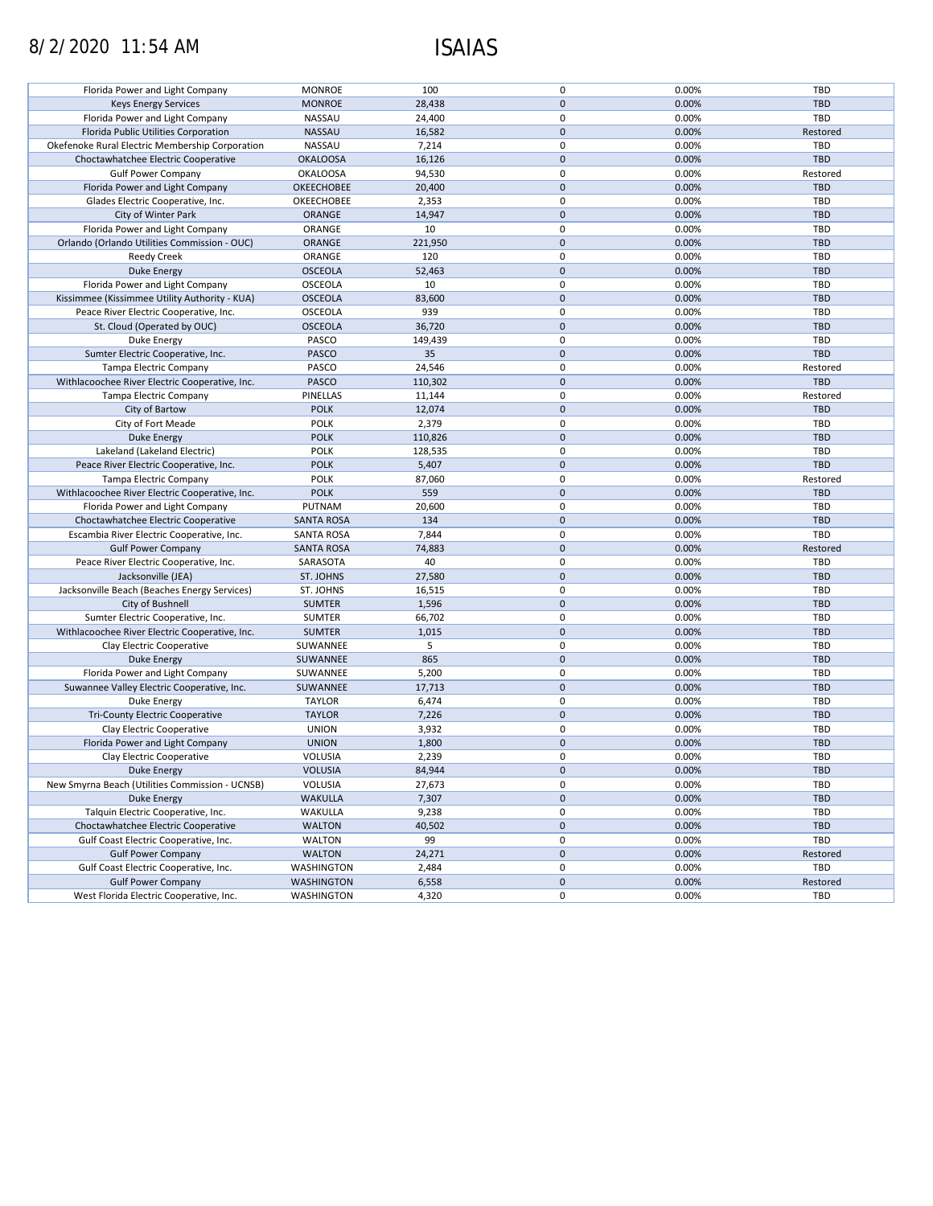8/2/2020 11:54 AM

# ISAIAS

| | | | | | |
|---|---|---|---|---|---|
| Florida Power and Light Company | MONROE | 100 | 0 | 0.00% | TBD |
| Keys Energy Services | MONROE | 28,438 | 0 | 0.00% | TBD |
| Florida Power and Light Company | NASSAU | 24,400 | 0 | 0.00% | TBD |
| Florida Public Utilities Corporation | NASSAU | 16,582 | 0 | 0.00% | Restored |
| Okefenoke Rural Electric Membership Corporation | NASSAU | 7,214 | 0 | 0.00% | TBD |
| Choctawhatchee Electric Cooperative | OKALOOSA | 16,126 | 0 | 0.00% | TBD |
| Gulf Power Company | OKALOOSA | 94,530 | 0 | 0.00% | Restored |
| Florida Power and Light Company | OKEECHOBEE | 20,400 | 0 | 0.00% | TBD |
| Glades Electric Cooperative, Inc. | OKEECHOBEE | 2,353 | 0 | 0.00% | TBD |
| City of Winter Park | ORANGE | 14,947 | 0 | 0.00% | TBD |
| Florida Power and Light Company | ORANGE | 10 | 0 | 0.00% | TBD |
| Orlando (Orlando Utilities Commission - OUC) | ORANGE | 221,950 | 0 | 0.00% | TBD |
| Reedy Creek | ORANGE | 120 | 0 | 0.00% | TBD |
| Duke Energy | OSCEOLA | 52,463 | 0 | 0.00% | TBD |
| Florida Power and Light Company | OSCEOLA | 10 | 0 | 0.00% | TBD |
| Kissimmee (Kissimmee Utility Authority - KUA) | OSCEOLA | 83,600 | 0 | 0.00% | TBD |
| Peace River Electric Cooperative, Inc. | OSCEOLA | 939 | 0 | 0.00% | TBD |
| St. Cloud (Operated by OUC) | OSCEOLA | 36,720 | 0 | 0.00% | TBD |
| Duke Energy | PASCO | 149,439 | 0 | 0.00% | TBD |
| Sumter Electric Cooperative, Inc. | PASCO | 35 | 0 | 0.00% | TBD |
| Tampa Electric Company | PASCO | 24,546 | 0 | 0.00% | Restored |
| Withlacoochee River Electric Cooperative, Inc. | PASCO | 110,302 | 0 | 0.00% | TBD |
| Tampa Electric Company | PINELLAS | 11,144 | 0 | 0.00% | Restored |
| City of Bartow | POLK | 12,074 | 0 | 0.00% | TBD |
| City of Fort Meade | POLK | 2,379 | 0 | 0.00% | TBD |
| Duke Energy | POLK | 110,826 | 0 | 0.00% | TBD |
| Lakeland (Lakeland Electric) | POLK | 128,535 | 0 | 0.00% | TBD |
| Peace River Electric Cooperative, Inc. | POLK | 5,407 | 0 | 0.00% | TBD |
| Tampa Electric Company | POLK | 87,060 | 0 | 0.00% | Restored |
| Withlacoochee River Electric Cooperative, Inc. | POLK | 559 | 0 | 0.00% | TBD |
| Florida Power and Light Company | PUTNAM | 20,600 | 0 | 0.00% | TBD |
| Choctawhatchee Electric Cooperative | SANTA ROSA | 134 | 0 | 0.00% | TBD |
| Escambia River Electric Cooperative, Inc. | SANTA ROSA | 7,844 | 0 | 0.00% | TBD |
| Gulf Power Company | SANTA ROSA | 74,883 | 0 | 0.00% | Restored |
| Peace River Electric Cooperative, Inc. | SARASOTA | 40 | 0 | 0.00% | TBD |
| Jacksonville (JEA) | ST. JOHNS | 27,580 | 0 | 0.00% | TBD |
| Jacksonville Beach (Beaches Energy Services) | ST. JOHNS | 16,515 | 0 | 0.00% | TBD |
| City of Bushnell | SUMTER | 1,596 | 0 | 0.00% | TBD |
| Sumter Electric Cooperative, Inc. | SUMTER | 66,702 | 0 | 0.00% | TBD |
| Withlacoochee River Electric Cooperative, Inc. | SUMTER | 1,015 | 0 | 0.00% | TBD |
| Clay Electric Cooperative | SUWANNEE | 5 | 0 | 0.00% | TBD |
| Duke Energy | SUWANNEE | 865 | 0 | 0.00% | TBD |
| Florida Power and Light Company | SUWANNEE | 5,200 | 0 | 0.00% | TBD |
| Suwannee Valley Electric Cooperative, Inc. | SUWANNEE | 17,713 | 0 | 0.00% | TBD |
| Duke Energy | TAYLOR | 6,474 | 0 | 0.00% | TBD |
| Tri-County Electric Cooperative | TAYLOR | 7,226 | 0 | 0.00% | TBD |
| Clay Electric Cooperative | UNION | 3,932 | 0 | 0.00% | TBD |
| Florida Power and Light Company | UNION | 1,800 | 0 | 0.00% | TBD |
| Clay Electric Cooperative | VOLUSIA | 2,239 | 0 | 0.00% | TBD |
| Duke Energy | VOLUSIA | 84,944 | 0 | 0.00% | TBD |
| New Smyrna Beach (Utilities Commission - UCNSB) | VOLUSIA | 27,673 | 0 | 0.00% | TBD |
| Duke Energy | WAKULLA | 7,307 | 0 | 0.00% | TBD |
| Talquin Electric Cooperative, Inc. | WAKULLA | 9,238 | 0 | 0.00% | TBD |
| Choctawhatchee Electric Cooperative | WALTON | 40,502 | 0 | 0.00% | TBD |
| Gulf Coast Electric Cooperative, Inc. | WALTON | 99 | 0 | 0.00% | TBD |
| Gulf Power Company | WALTON | 24,271 | 0 | 0.00% | Restored |
| Gulf Coast Electric Cooperative, Inc. | WASHINGTON | 2,484 | 0 | 0.00% | TBD |
| Gulf Power Company | WASHINGTON | 6,558 | 0 | 0.00% | Restored |
| West Florida Electric Cooperative, Inc. | WASHINGTON | 4,320 | 0 | 0.00% | TBD |